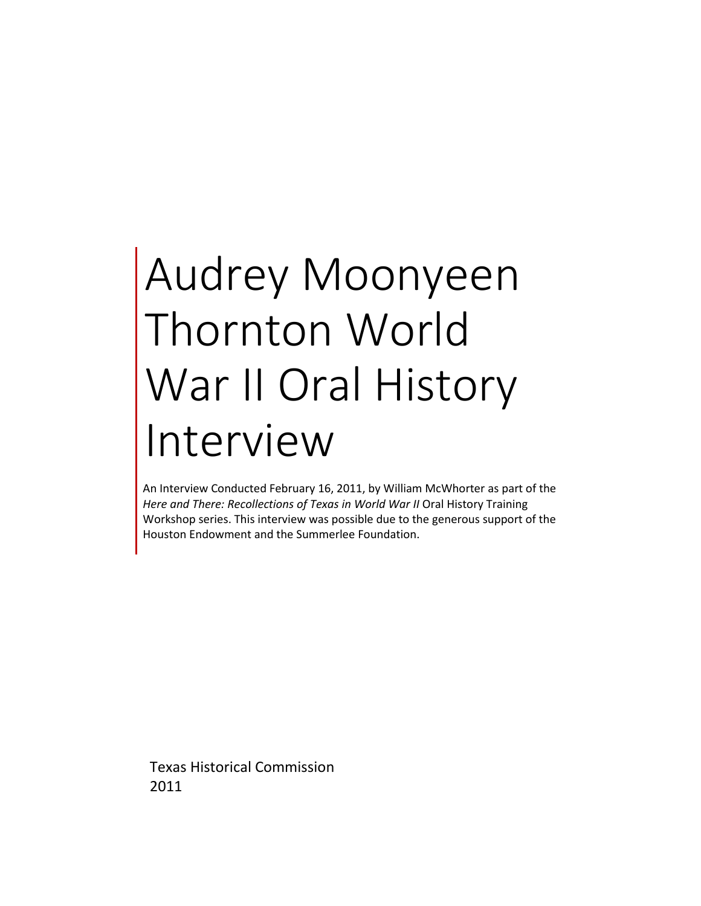# Audrey Moonyeen Thornton World War II Oral History Interview

An Interview Conducted February 16, 2011, by William McWhorter as part of the *Here and There: Recollections of Texas in World War II* Oral History Training Workshop series. This interview was possible due to the generous support of the Houston Endowment and the Summerlee Foundation.

Texas Historical Commission
2011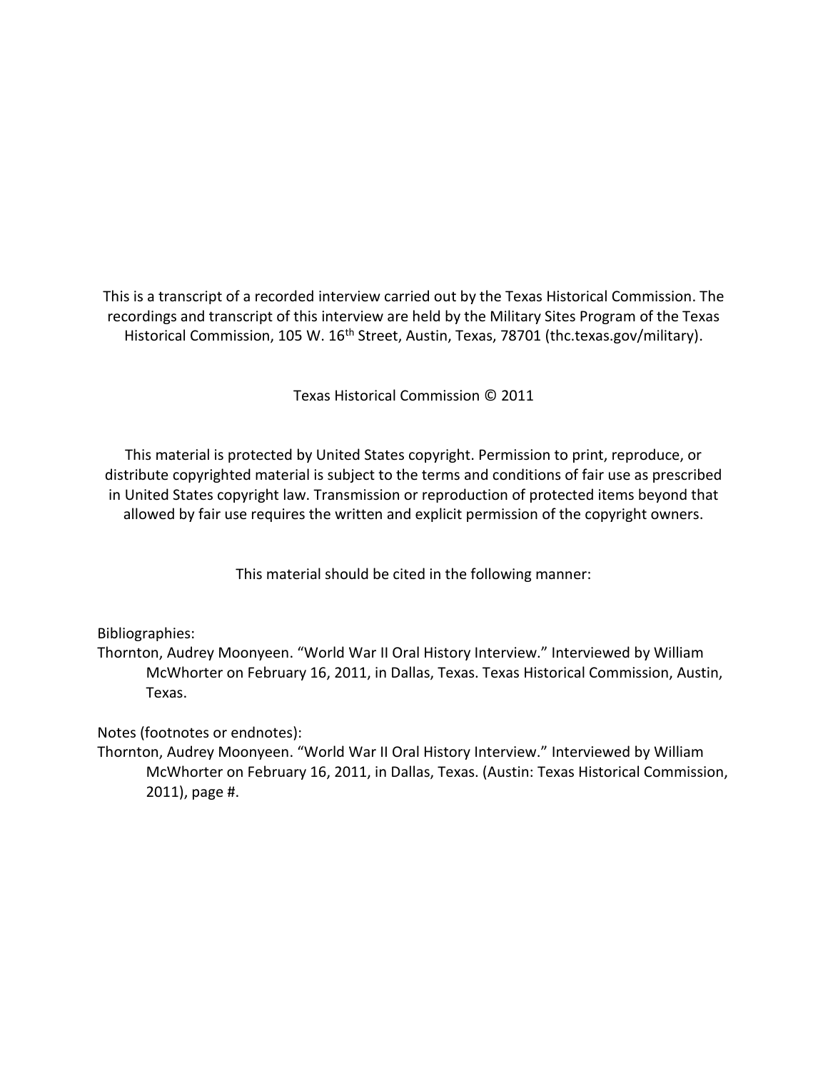This is a transcript of a recorded interview carried out by the Texas Historical Commission. The recordings and transcript of this interview are held by the Military Sites Program of the Texas Historical Commission, 105 W. 16th Street, Austin, Texas, 78701 (thc.texas.gov/military).

Texas Historical Commission © 2011

This material is protected by United States copyright. Permission to print, reproduce, or distribute copyrighted material is subject to the terms and conditions of fair use as prescribed in United States copyright law. Transmission or reproduction of protected items beyond that allowed by fair use requires the written and explicit permission of the copyright owners.

This material should be cited in the following manner:

Bibliographies:
Thornton, Audrey Moonyeen. "World War II Oral History Interview." Interviewed by William McWhorter on February 16, 2011, in Dallas, Texas. Texas Historical Commission, Austin, Texas.

Notes (footnotes or endnotes):
Thornton, Audrey Moonyeen. "World War II Oral History Interview." Interviewed by William McWhorter on February 16, 2011, in Dallas, Texas. (Austin: Texas Historical Commission, 2011), page #.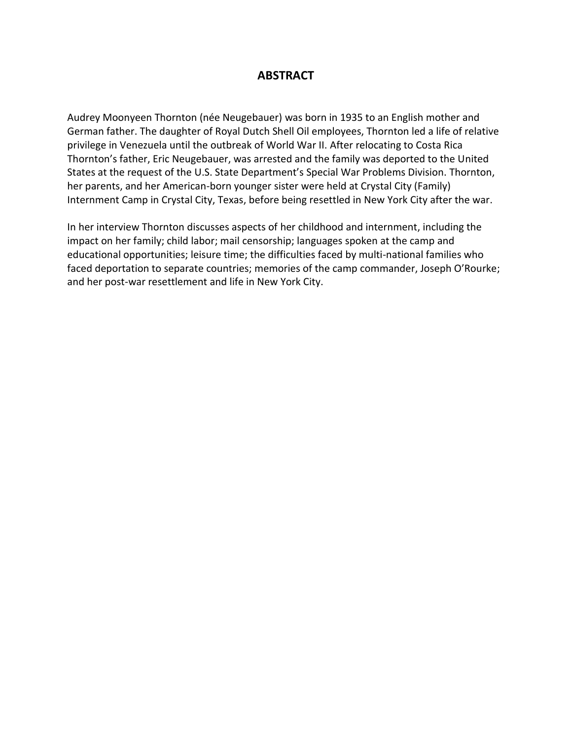## ABSTRACT

Audrey Moonyeen Thornton (née Neugebauer) was born in 1935 to an English mother and German father. The daughter of Royal Dutch Shell Oil employees, Thornton led a life of relative privilege in Venezuela until the outbreak of World War II. After relocating to Costa Rica Thornton's father, Eric Neugebauer, was arrested and the family was deported to the United States at the request of the U.S. State Department's Special War Problems Division. Thornton, her parents, and her American-born younger sister were held at Crystal City (Family) Internment Camp in Crystal City, Texas, before being resettled in New York City after the war.

In her interview Thornton discusses aspects of her childhood and internment, including the impact on her family; child labor; mail censorship; languages spoken at the camp and educational opportunities; leisure time; the difficulties faced by multi-national families who faced deportation to separate countries; memories of the camp commander, Joseph O'Rourke; and her post-war resettlement and life in New York City.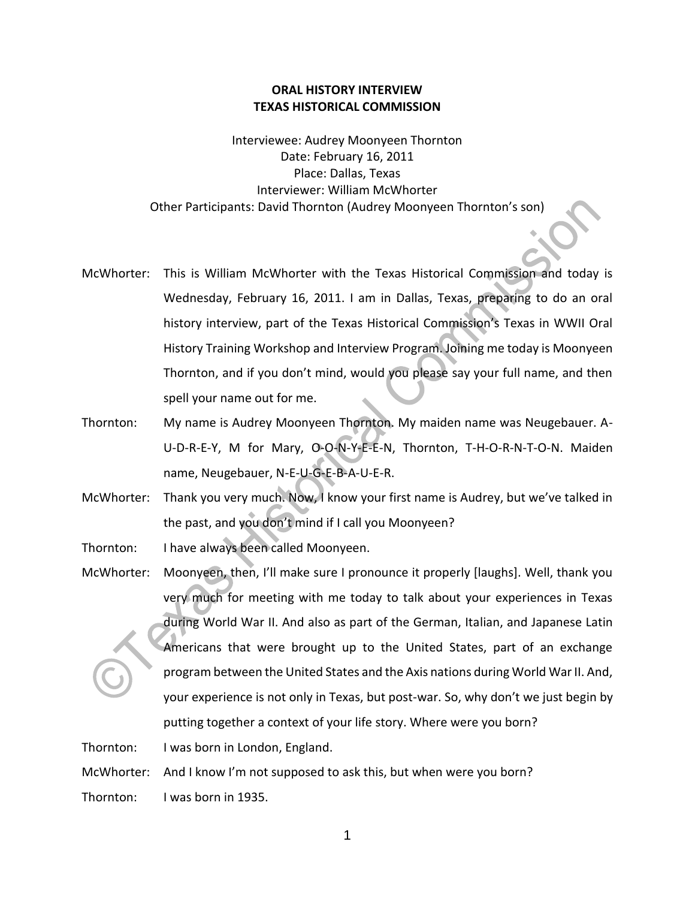**ORAL HISTORY INTERVIEW**
**TEXAS HISTORICAL COMMISSION**

Interviewee: Audrey Moonyeen Thornton
Date: February 16, 2011
Place: Dallas, Texas
Interviewer: William McWhorter
Other Participants: David Thornton (Audrey Moonyeen Thornton's son)

McWhorter: This is William McWhorter with the Texas Historical Commission and today is Wednesday, February 16, 2011. I am in Dallas, Texas, preparing to do an oral history interview, part of the Texas Historical Commission's Texas in WWII Oral History Training Workshop and Interview Program. Joining me today is Moonyeen Thornton, and if you don't mind, would you please say your full name, and then spell your name out for me.

Thornton: My name is Audrey Moonyeen Thornton. My maiden name was Neugebauer. A-U-D-R-E-Y, M for Mary, O-O-N-Y-E-E-N, Thornton, T-H-O-R-N-T-O-N. Maiden name, Neugebauer, N-E-U-G-E-B-A-U-E-R.

McWhorter: Thank you very much. Now, I know your first name is Audrey, but we've talked in the past, and you don't mind if I call you Moonyeen?

Thornton: I have always been called Moonyeen.

McWhorter: Moonyeen, then, I'll make sure I pronounce it properly [laughs]. Well, thank you very much for meeting with me today to talk about your experiences in Texas during World War II. And also as part of the German, Italian, and Japanese Latin Americans that were brought up to the United States, part of an exchange program between the United States and the Axis nations during World War II. And, your experience is not only in Texas, but post-war. So, why don't we just begin by putting together a context of your life story. Where were you born?

Thornton: I was born in London, England.

McWhorter: And I know I'm not supposed to ask this, but when were you born?

Thornton: I was born in 1935.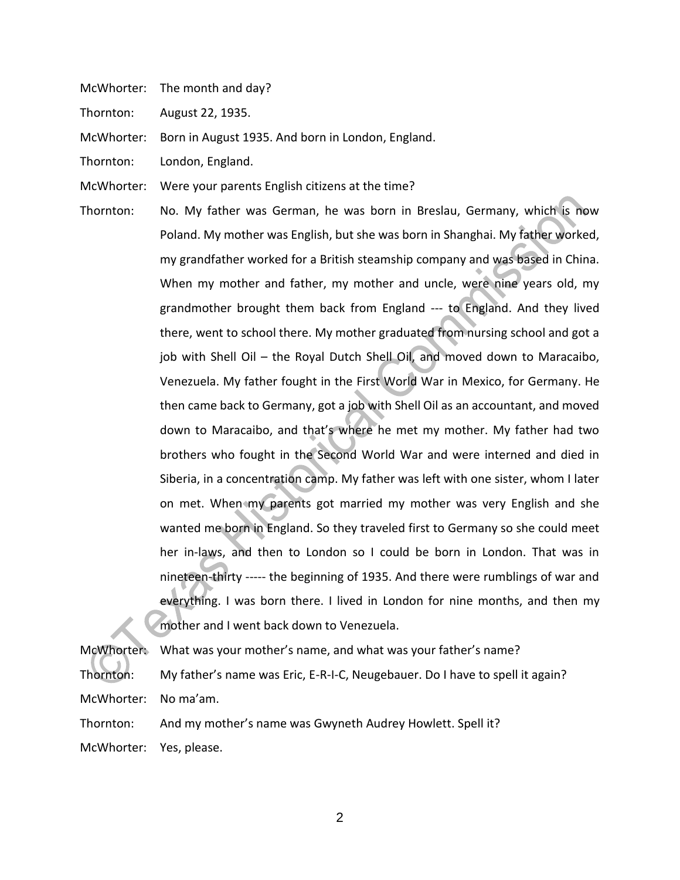McWhorter: The month and day?

Thornton: August 22, 1935.

McWhorter: Born in August 1935. And born in London, England.

Thornton: London, England.

McWhorter: Were your parents English citizens at the time?

Thornton: No. My father was German, he was born in Breslau, Germany, which is now Poland. My mother was English, but she was born in Shanghai. My father worked, my grandfather worked for a British steamship company and was based in China. When my mother and father, my mother and uncle, were nine years old, my grandmother brought them back from England --- to England. And they lived there, went to school there. My mother graduated from nursing school and got a job with Shell Oil – the Royal Dutch Shell Oil, and moved down to Maracaibo, Venezuela. My father fought in the First World War in Mexico, for Germany. He then came back to Germany, got a job with Shell Oil as an accountant, and moved down to Maracaibo, and that's where he met my mother. My father had two brothers who fought in the Second World War and were interned and died in Siberia, in a concentration camp. My father was left with one sister, whom I later on met. When my parents got married my mother was very English and she wanted me born in England. So they traveled first to Germany so she could meet her in-laws, and then to London so I could be born in London. That was in nineteen-thirty ----- the beginning of 1935. And there were rumblings of war and everything. I was born there. I lived in London for nine months, and then my mother and I went back down to Venezuela.

McWhorter: What was your mother's name, and what was your father's name?

Thornton: My father's name was Eric, E-R-I-C, Neugebauer. Do I have to spell it again?

McWhorter: No ma'am.

Thornton: And my mother's name was Gwyneth Audrey Howlett. Spell it?

McWhorter: Yes, please.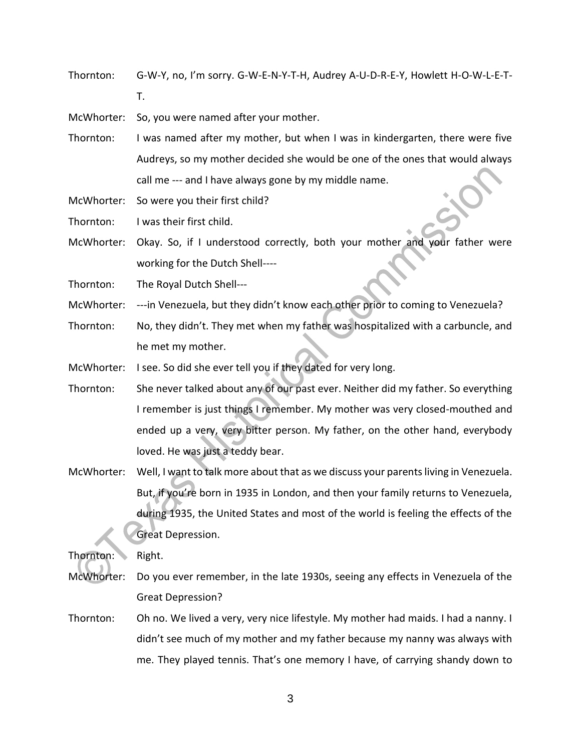Thornton: G-W-Y, no, I'm sorry. G-W-E-N-Y-T-H, Audrey A-U-D-R-E-Y, Howlett H-O-W-L-E-T-T.

McWhorter: So, you were named after your mother.

Thornton: I was named after my mother, but when I was in kindergarten, there were five Audreys, so my mother decided she would be one of the ones that would always call me --- and I have always gone by my middle name.

McWhorter: So were you their first child?

Thornton: I was their first child.

McWhorter: Okay. So, if I understood correctly, both your mother and your father were working for the Dutch Shell----

Thornton: The Royal Dutch Shell---

McWhorter: ---in Venezuela, but they didn't know each other prior to coming to Venezuela?

Thornton: No, they didn't. They met when my father was hospitalized with a carbuncle, and he met my mother.

McWhorter: I see. So did she ever tell you if they dated for very long.

Thornton: She never talked about any of our past ever. Neither did my father. So everything I remember is just things I remember. My mother was very closed-mouthed and ended up a very, very bitter person. My father, on the other hand, everybody loved. He was just a teddy bear.

McWhorter: Well, I want to talk more about that as we discuss your parents living in Venezuela. But, if you're born in 1935 in London, and then your family returns to Venezuela, during 1935, the United States and most of the world is feeling the effects of the Great Depression.

Thornton: Right.

McWhorter: Do you ever remember, in the late 1930s, seeing any effects in Venezuela of the Great Depression?

Thornton: Oh no. We lived a very, very nice lifestyle. My mother had maids. I had a nanny. I didn't see much of my mother and my father because my nanny was always with me. They played tennis. That's one memory I have, of carrying shandy down to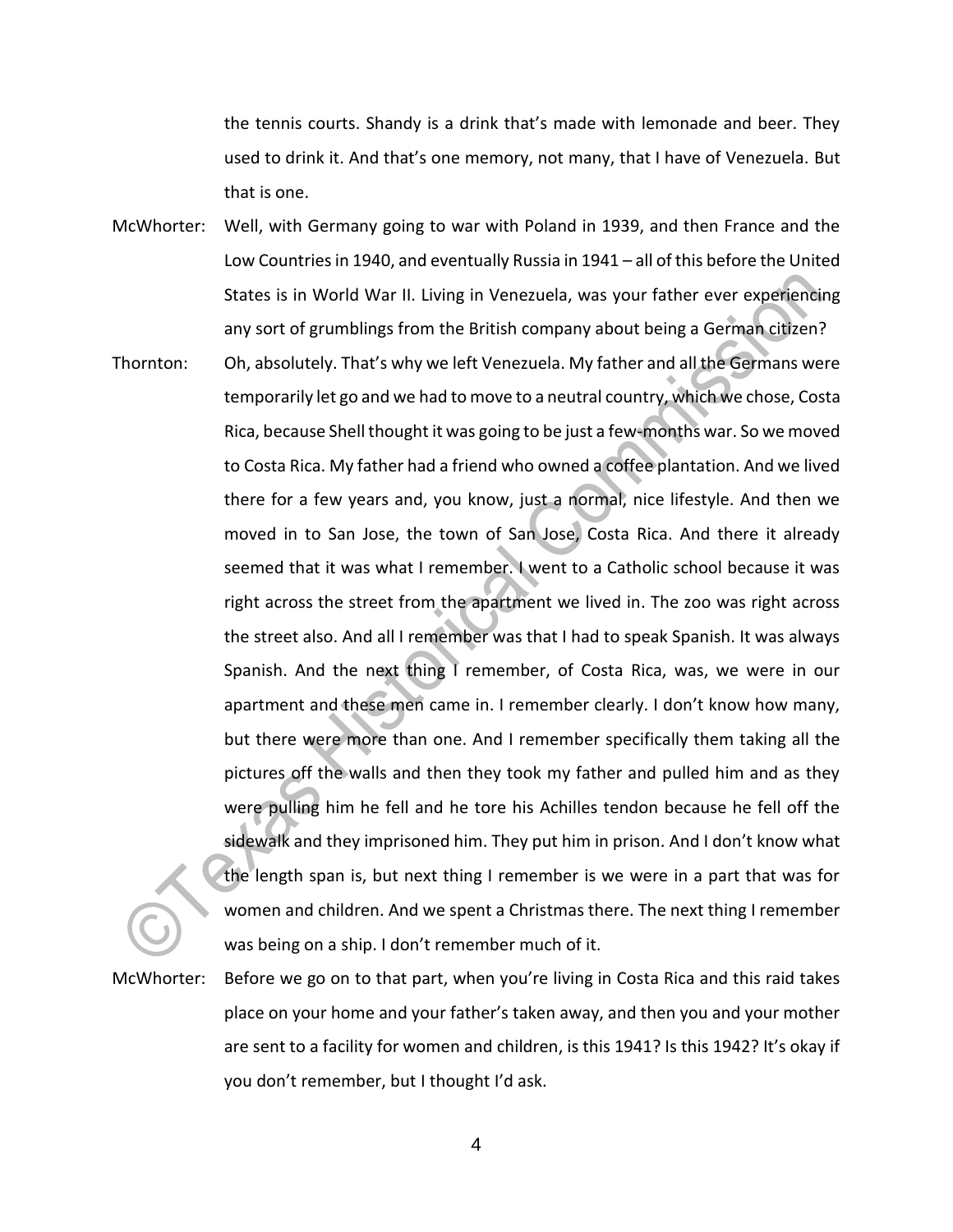the tennis courts. Shandy is a drink that's made with lemonade and beer. They used to drink it. And that's one memory, not many, that I have of Venezuela. But that is one.

McWhorter: Well, with Germany going to war with Poland in 1939, and then France and the Low Countries in 1940, and eventually Russia in 1941 – all of this before the United States is in World War II. Living in Venezuela, was your father ever experiencing any sort of grumblings from the British company about being a German citizen?

Thornton: Oh, absolutely. That's why we left Venezuela. My father and all the Germans were temporarily let go and we had to move to a neutral country, which we chose, Costa Rica, because Shell thought it was going to be just a few-months war. So we moved to Costa Rica. My father had a friend who owned a coffee plantation. And we lived there for a few years and, you know, just a normal, nice lifestyle. And then we moved in to San Jose, the town of San Jose, Costa Rica. And there it already seemed that it was what I remember. I went to a Catholic school because it was right across the street from the apartment we lived in. The zoo was right across the street also. And all I remember was that I had to speak Spanish. It was always Spanish. And the next thing I remember, of Costa Rica, was, we were in our apartment and these men came in. I remember clearly. I don't know how many, but there were more than one. And I remember specifically them taking all the pictures off the walls and then they took my father and pulled him and as they were pulling him he fell and he tore his Achilles tendon because he fell off the sidewalk and they imprisoned him. They put him in prison. And I don't know what the length span is, but next thing I remember is we were in a part that was for women and children. And we spent a Christmas there. The next thing I remember was being on a ship. I don't remember much of it.

McWhorter: Before we go on to that part, when you're living in Costa Rica and this raid takes place on your home and your father's taken away, and then you and your mother are sent to a facility for women and children, is this 1941? Is this 1942? It's okay if you don't remember, but I thought I'd ask.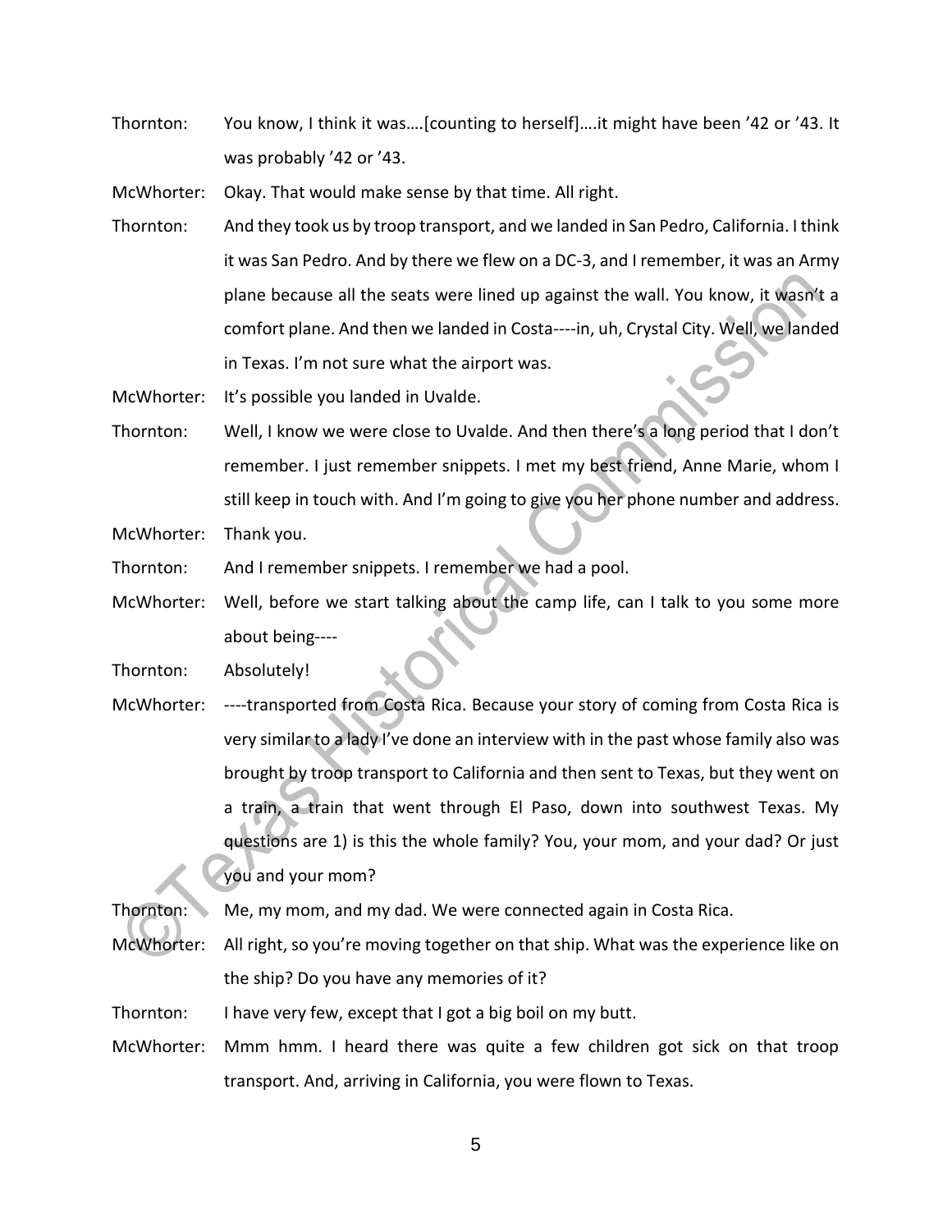Thornton: You know, I think it was….[counting to herself]….it might have been ’42 or ’43. It was probably ’42 or ’43.

McWhorter: Okay. That would make sense by that time. All right.

Thornton: And they took us by troop transport, and we landed in San Pedro, California. I think it was San Pedro. And by there we flew on a DC-3, and I remember, it was an Army plane because all the seats were lined up against the wall. You know, it wasn’t a comfort plane. And then we landed in Costa----in, uh, Crystal City. Well, we landed in Texas. I’m not sure what the airport was.

McWhorter: It’s possible you landed in Uvalde.

Thornton: Well, I know we were close to Uvalde. And then there’s a long period that I don’t remember. I just remember snippets. I met my best friend, Anne Marie, whom I still keep in touch with. And I’m going to give you her phone number and address.

McWhorter: Thank you.

Thornton: And I remember snippets. I remember we had a pool.

McWhorter: Well, before we start talking about the camp life, can I talk to you some more about being----

Thornton: Absolutely!

McWhorter: ----transported from Costa Rica. Because your story of coming from Costa Rica is very similar to a lady I’ve done an interview with in the past whose family also was brought by troop transport to California and then sent to Texas, but they went on a train, a train that went through El Paso, down into southwest Texas. My questions are 1) is this the whole family? You, your mom, and your dad? Or just you and your mom?

Thornton: Me, my mom, and my dad. We were connected again in Costa Rica.

McWhorter: All right, so you’re moving together on that ship. What was the experience like on the ship? Do you have any memories of it?

Thornton: I have very few, except that I got a big boil on my butt.

McWhorter: Mmm hmm. I heard there was quite a few children got sick on that troop transport. And, arriving in California, you were flown to Texas.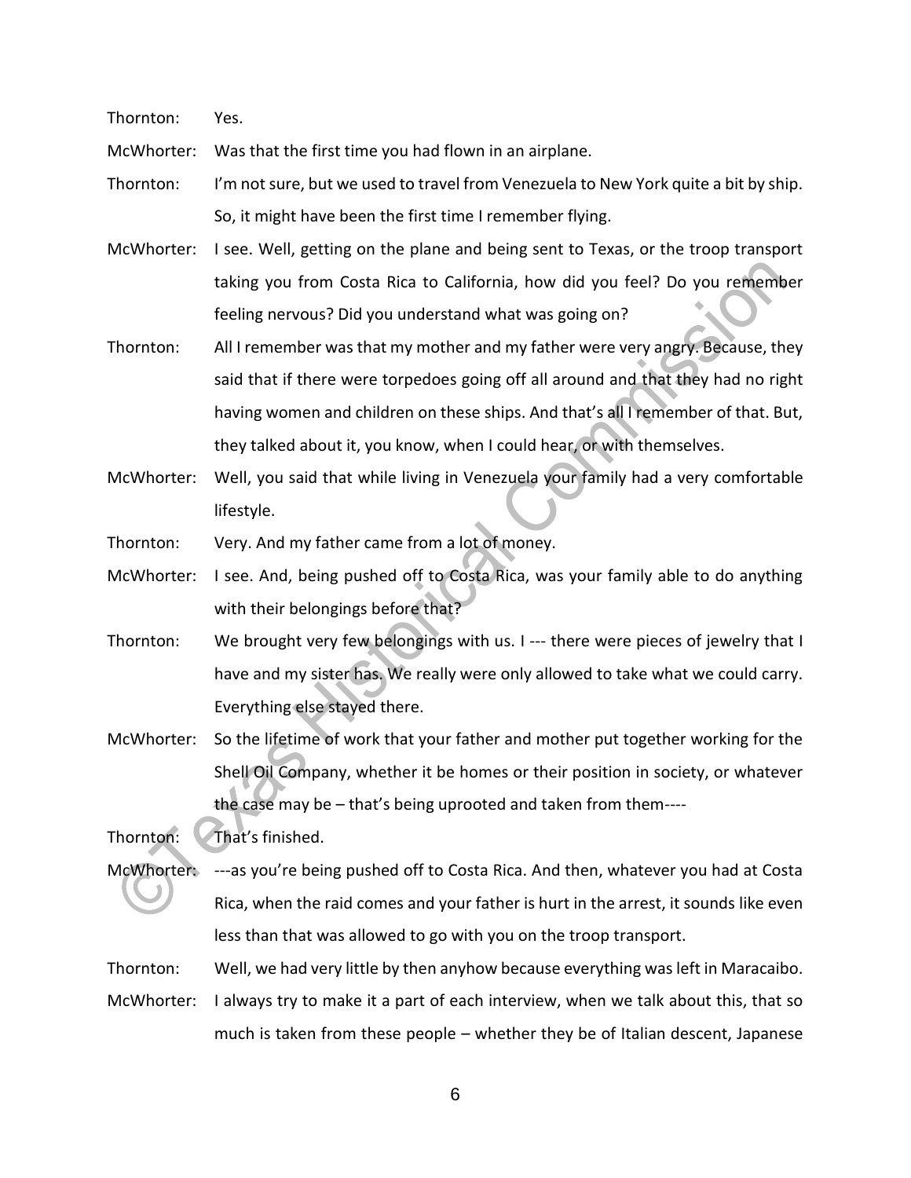Thornton: Yes.

McWhorter: Was that the first time you had flown in an airplane.

Thornton: I'm not sure, but we used to travel from Venezuela to New York quite a bit by ship. So, it might have been the first time I remember flying.

McWhorter: I see. Well, getting on the plane and being sent to Texas, or the troop transport taking you from Costa Rica to California, how did you feel? Do you remember feeling nervous? Did you understand what was going on?

Thornton: All I remember was that my mother and my father were very angry. Because, they said that if there were torpedoes going off all around and that they had no right having women and children on these ships. And that's all I remember of that. But, they talked about it, you know, when I could hear, or with themselves.

McWhorter: Well, you said that while living in Venezuela your family had a very comfortable lifestyle.

Thornton: Very. And my father came from a lot of money.

McWhorter: I see. And, being pushed off to Costa Rica, was your family able to do anything with their belongings before that?

Thornton: We brought very few belongings with us. I --- there were pieces of jewelry that I have and my sister has. We really were only allowed to take what we could carry. Everything else stayed there.

McWhorter: So the lifetime of work that your father and mother put together working for the Shell Oil Company, whether it be homes or their position in society, or whatever the case may be – that's being uprooted and taken from them----

Thornton: That's finished.

McWhorter: ---as you're being pushed off to Costa Rica. And then, whatever you had at Costa Rica, when the raid comes and your father is hurt in the arrest, it sounds like even less than that was allowed to go with you on the troop transport.

Thornton: Well, we had very little by then anyhow because everything was left in Maracaibo.

McWhorter: I always try to make it a part of each interview, when we talk about this, that so much is taken from these people – whether they be of Italian descent, Japanese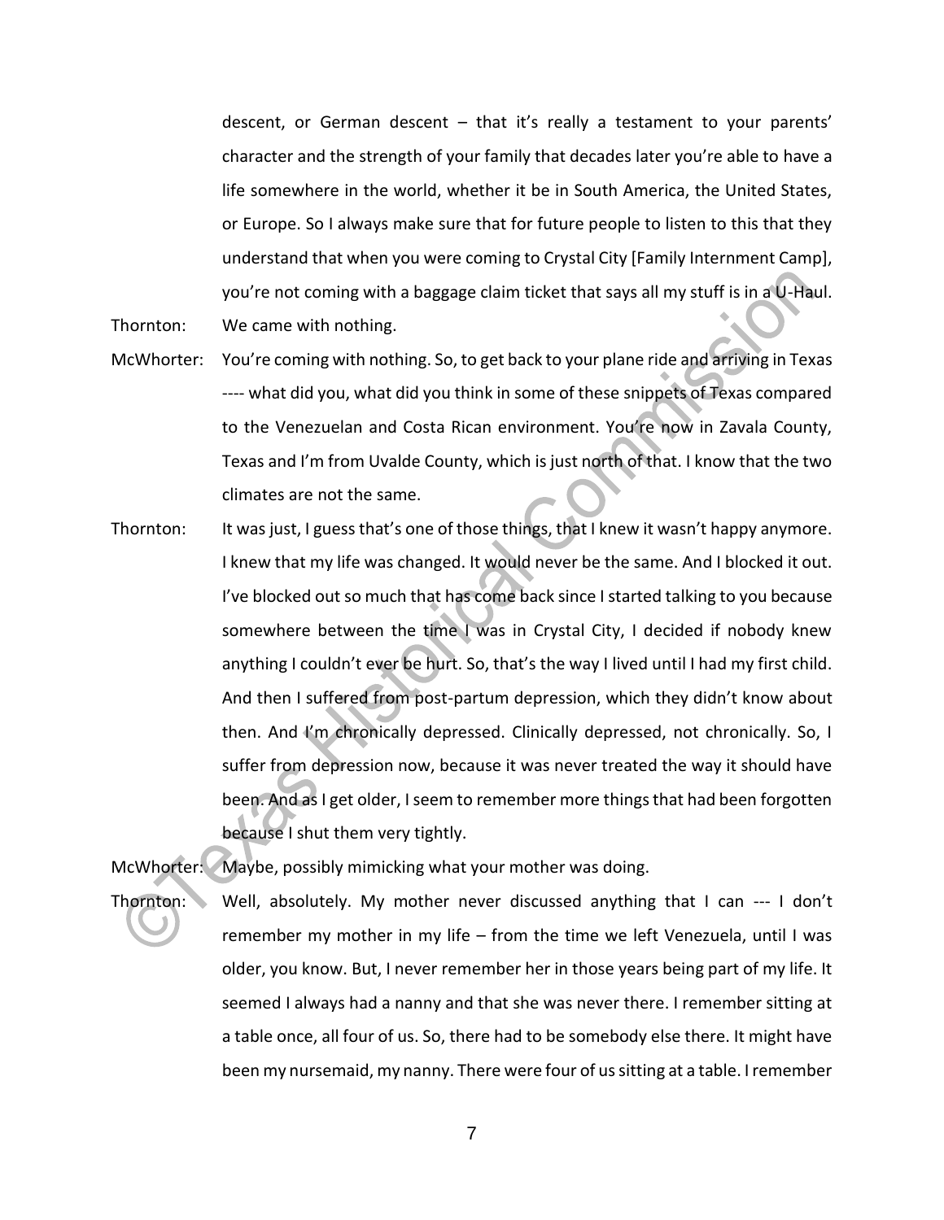descent, or German descent – that it's really a testament to your parents' character and the strength of your family that decades later you're able to have a life somewhere in the world, whether it be in South America, the United States, or Europe. So I always make sure that for future people to listen to this that they understand that when you were coming to Crystal City [Family Internment Camp], you're not coming with a baggage claim ticket that says all my stuff is in a U-Haul.

Thornton: We came with nothing.

McWhorter: You're coming with nothing. So, to get back to your plane ride and arriving in Texas ---- what did you, what did you think in some of these snippets of Texas compared to the Venezuelan and Costa Rican environment. You're now in Zavala County, Texas and I'm from Uvalde County, which is just north of that. I know that the two climates are not the same.

Thornton: It was just, I guess that's one of those things, that I knew it wasn't happy anymore. I knew that my life was changed. It would never be the same. And I blocked it out. I've blocked out so much that has come back since I started talking to you because somewhere between the time I was in Crystal City, I decided if nobody knew anything I couldn't ever be hurt. So, that's the way I lived until I had my first child. And then I suffered from post-partum depression, which they didn't know about then. And I'm chronically depressed. Clinically depressed, not chronically. So, I suffer from depression now, because it was never treated the way it should have been. And as I get older, I seem to remember more things that had been forgotten because I shut them very tightly.

McWhorter: Maybe, possibly mimicking what your mother was doing.

Thornton: Well, absolutely. My mother never discussed anything that I can --- I don't remember my mother in my life – from the time we left Venezuela, until I was older, you know. But, I never remember her in those years being part of my life. It seemed I always had a nanny and that she was never there. I remember sitting at a table once, all four of us. So, there had to be somebody else there. It might have been my nursemaid, my nanny. There were four of us sitting at a table. I remember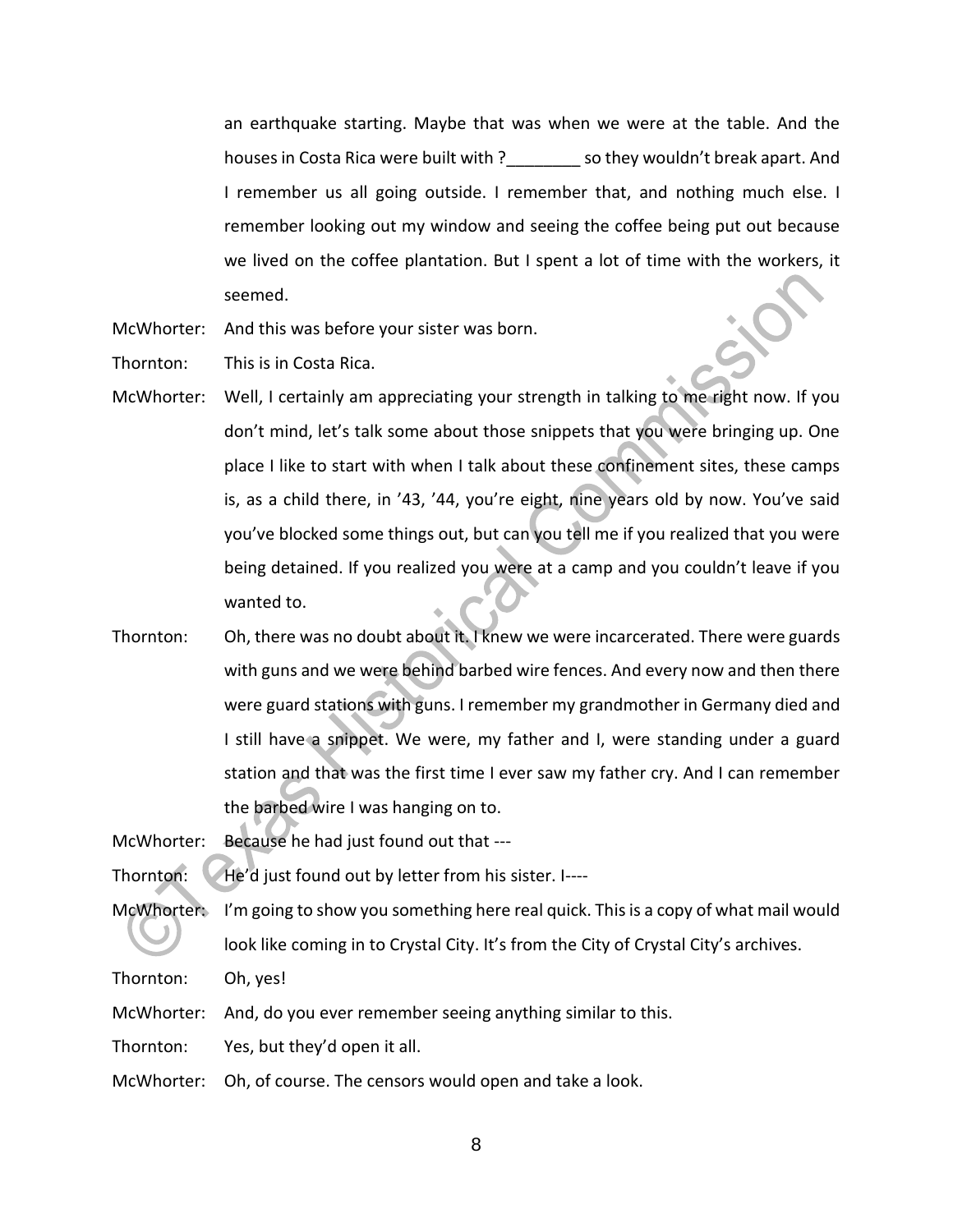an earthquake starting. Maybe that was when we were at the table. And the houses in Costa Rica were built with ?________ so they wouldn't break apart. And I remember us all going outside. I remember that, and nothing much else. I remember looking out my window and seeing the coffee being put out because we lived on the coffee plantation. But I spent a lot of time with the workers, it seemed.

McWhorter: And this was before your sister was born.

Thornton: This is in Costa Rica.

McWhorter: Well, I certainly am appreciating your strength in talking to me right now. If you don't mind, let's talk some about those snippets that you were bringing up. One place I like to start with when I talk about these confinement sites, these camps is, as a child there, in '43, '44, you're eight, nine years old by now. You've said you've blocked some things out, but can you tell me if you realized that you were being detained. If you realized you were at a camp and you couldn't leave if you wanted to.

Thornton: Oh, there was no doubt about it. I knew we were incarcerated. There were guards with guns and we were behind barbed wire fences. And every now and then there were guard stations with guns. I remember my grandmother in Germany died and I still have a snippet. We were, my father and I, were standing under a guard station and that was the first time I ever saw my father cry. And I can remember the barbed wire I was hanging on to.

McWhorter: Because he had just found out that ---

Thornton: He'd just found out by letter from his sister. I----

McWhorter: I'm going to show you something here real quick. This is a copy of what mail would look like coming in to Crystal City. It's from the City of Crystal City's archives.

Thornton: Oh, yes!

McWhorter: And, do you ever remember seeing anything similar to this.

Thornton: Yes, but they'd open it all.

McWhorter: Oh, of course. The censors would open and take a look.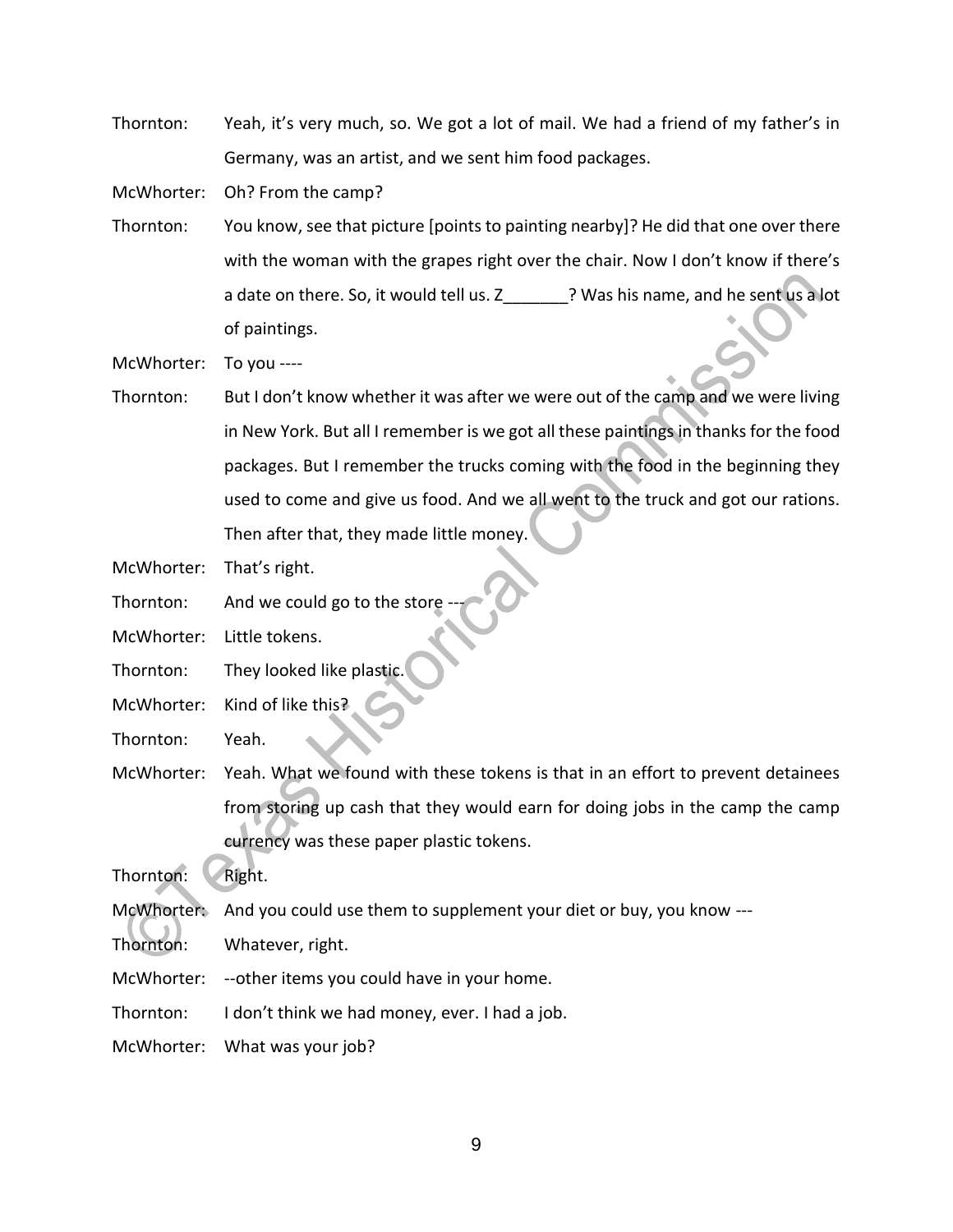Thornton: Yeah, it's very much, so. We got a lot of mail. We had a friend of my father's in Germany, was an artist, and we sent him food packages.

McWhorter: Oh? From the camp?

Thornton: You know, see that picture [points to painting nearby]? He did that one over there with the woman with the grapes right over the chair. Now I don't know if there's a date on there. So, it would tell us. Z_______? Was his name, and he sent us a lot of paintings.

McWhorter: To you ----

Thornton: But I don't know whether it was after we were out of the camp and we were living in New York. But all I remember is we got all these paintings in thanks for the food packages. But I remember the trucks coming with the food in the beginning they used to come and give us food. And we all went to the truck and got our rations. Then after that, they made little money.

McWhorter: That's right.

Thornton: And we could go to the store ---

McWhorter: Little tokens.

Thornton: They looked like plastic.

McWhorter: Kind of like this?

Thornton: Yeah.

McWhorter: Yeah. What we found with these tokens is that in an effort to prevent detainees from storing up cash that they would earn for doing jobs in the camp the camp currency was these paper plastic tokens.

Thornton: Right.

McWhorter: And you could use them to supplement your diet or buy, you know ---

Thornton: Whatever, right.

McWhorter: --other items you could have in your home.

Thornton: I don't think we had money, ever. I had a job.

McWhorter: What was your job?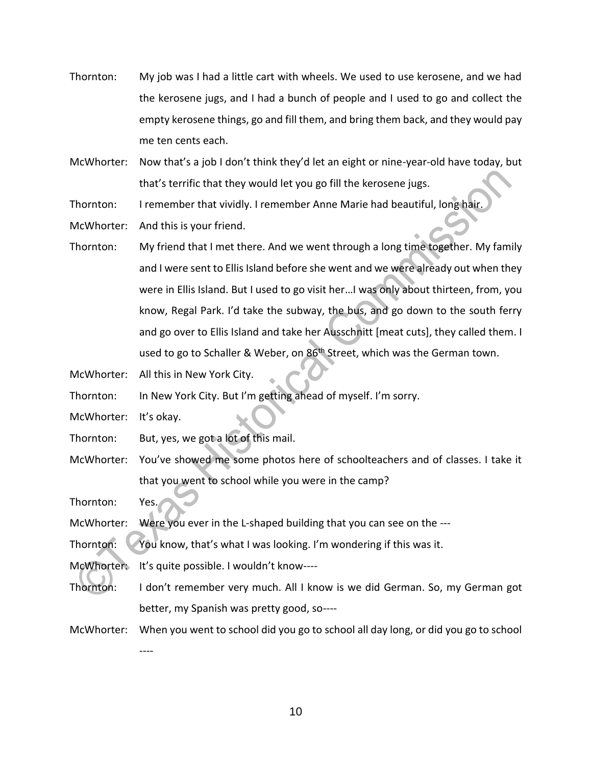Thornton: My job was I had a little cart with wheels. We used to use kerosene, and we had the kerosene jugs, and I had a bunch of people and I used to go and collect the empty kerosene things, go and fill them, and bring them back, and they would pay me ten cents each.

McWhorter: Now that's a job I don't think they'd let an eight or nine-year-old have today, but that's terrific that they would let you go fill the kerosene jugs.

Thornton: I remember that vividly. I remember Anne Marie had beautiful, long hair.

McWhorter: And this is your friend.

Thornton: My friend that I met there. And we went through a long time together. My family and I were sent to Ellis Island before she went and we were already out when they were in Ellis Island. But I used to go visit her…I was only about thirteen, from, you know, Regal Park. I'd take the subway, the bus, and go down to the south ferry and go over to Ellis Island and take her Ausschnitt [meat cuts], they called them. I used to go to Schaller & Weber, on 86th Street, which was the German town.

McWhorter: All this in New York City.

Thornton: In New York City. But I'm getting ahead of myself. I'm sorry.

McWhorter: It's okay.

Thornton: But, yes, we got a lot of this mail.

McWhorter: You've showed me some photos here of schoolteachers and of classes. I take it that you went to school while you were in the camp?

Thornton: Yes.

McWhorter: Were you ever in the L-shaped building that you can see on the ---

Thornton: You know, that's what I was looking. I'm wondering if this was it.

McWhorter: It's quite possible. I wouldn't know----

Thornton: I don't remember very much. All I know is we did German. So, my German got better, my Spanish was pretty good, so----

McWhorter: When you went to school did you go to school all day long, or did you go to school ----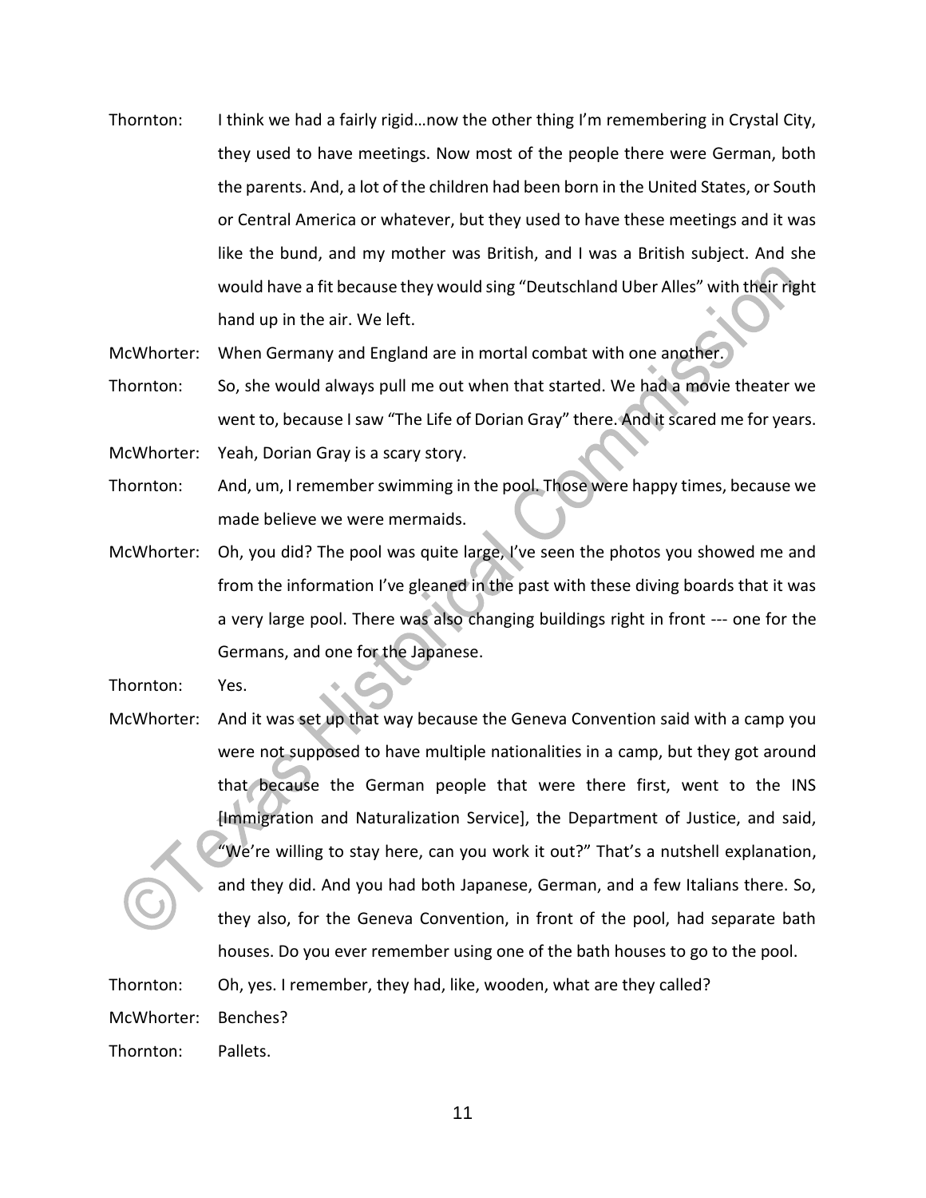Thornton: I think we had a fairly rigid…now the other thing I'm remembering in Crystal City, they used to have meetings. Now most of the people there were German, both the parents. And, a lot of the children had been born in the United States, or South or Central America or whatever, but they used to have these meetings and it was like the bund, and my mother was British, and I was a British subject. And she would have a fit because they would sing "Deutschland Uber Alles" with their right hand up in the air. We left.

McWhorter: When Germany and England are in mortal combat with one another.

Thornton: So, she would always pull me out when that started. We had a movie theater we went to, because I saw "The Life of Dorian Gray" there. And it scared me for years.

McWhorter: Yeah, Dorian Gray is a scary story.

Thornton: And, um, I remember swimming in the pool. Those were happy times, because we made believe we were mermaids.

McWhorter: Oh, you did? The pool was quite large, I've seen the photos you showed me and from the information I've gleaned in the past with these diving boards that it was a very large pool. There was also changing buildings right in front --- one for the Germans, and one for the Japanese.

Thornton: Yes.

McWhorter: And it was set up that way because the Geneva Convention said with a camp you were not supposed to have multiple nationalities in a camp, but they got around that because the German people that were there first, went to the INS [Immigration and Naturalization Service], the Department of Justice, and said, "We're willing to stay here, can you work it out?" That's a nutshell explanation, and they did. And you had both Japanese, German, and a few Italians there. So, they also, for the Geneva Convention, in front of the pool, had separate bath houses. Do you ever remember using one of the bath houses to go to the pool.

Thornton: Oh, yes. I remember, they had, like, wooden, what are they called?

McWhorter: Benches?

Thornton: Pallets.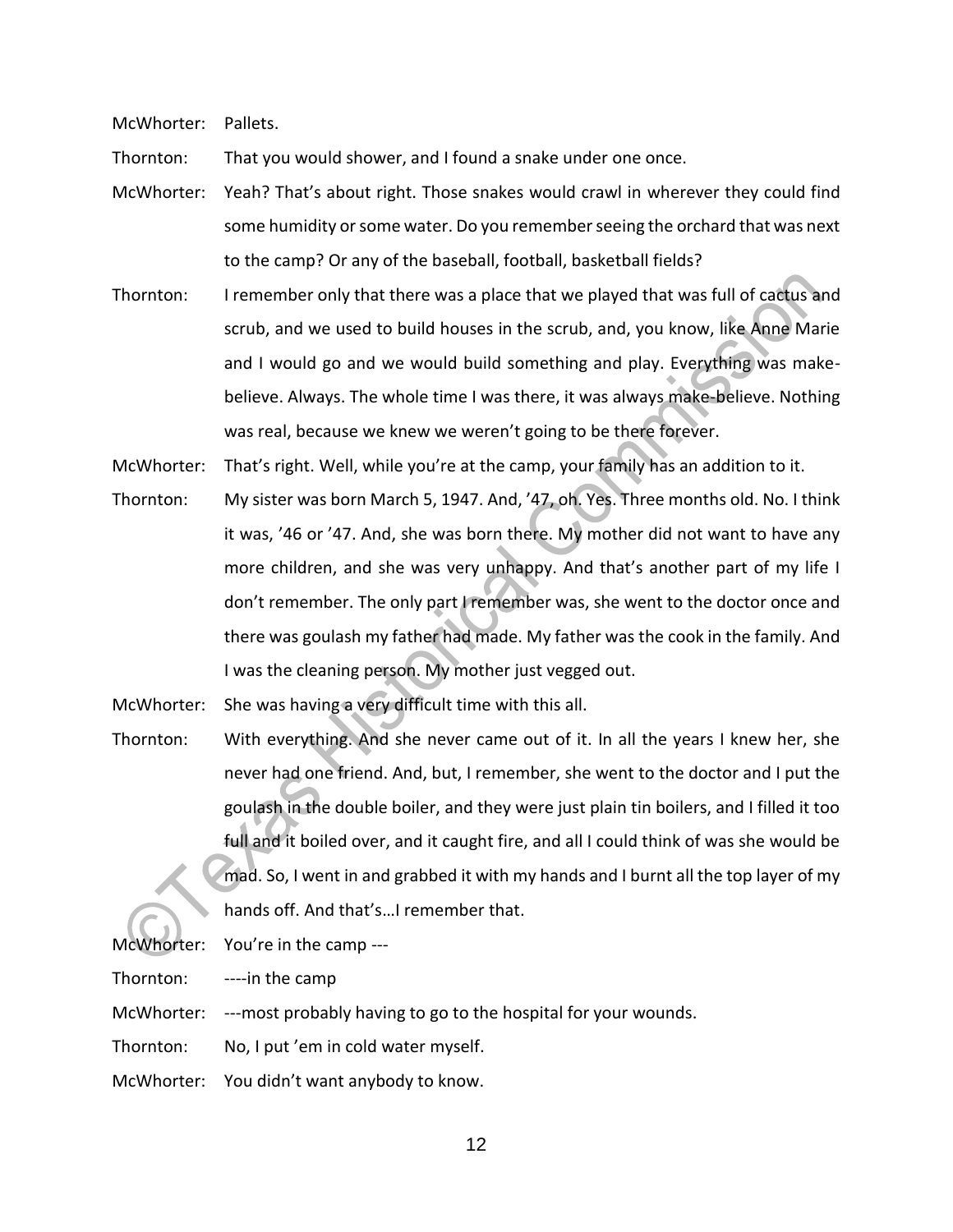McWhorter: Pallets.

Thornton: That you would shower, and I found a snake under one once.

McWhorter: Yeah? That's about right. Those snakes would crawl in wherever they could find some humidity or some water. Do you remember seeing the orchard that was next to the camp? Or any of the baseball, football, basketball fields?

Thornton: I remember only that there was a place that we played that was full of cactus and scrub, and we used to build houses in the scrub, and, you know, like Anne Marie and I would go and we would build something and play. Everything was make-believe. Always. The whole time I was there, it was always make-believe. Nothing was real, because we knew we weren't going to be there forever.

McWhorter: That's right. Well, while you're at the camp, your family has an addition to it.

Thornton: My sister was born March 5, 1947. And, '47, oh. Yes. Three months old. No. I think it was, '46 or '47. And, she was born there. My mother did not want to have any more children, and she was very unhappy. And that's another part of my life I don't remember. The only part I remember was, she went to the doctor once and there was goulash my father had made. My father was the cook in the family. And I was the cleaning person. My mother just vegged out.

McWhorter: She was having a very difficult time with this all.

Thornton: With everything. And she never came out of it. In all the years I knew her, she never had one friend. And, but, I remember, she went to the doctor and I put the goulash in the double boiler, and they were just plain tin boilers, and I filled it too full and it boiled over, and it caught fire, and all I could think of was she would be mad. So, I went in and grabbed it with my hands and I burnt all the top layer of my hands off. And that's…I remember that.

McWhorter: You're in the camp ---

Thornton: ----in the camp

McWhorter: ---most probably having to go to the hospital for your wounds.

Thornton: No, I put 'em in cold water myself.

McWhorter: You didn't want anybody to know.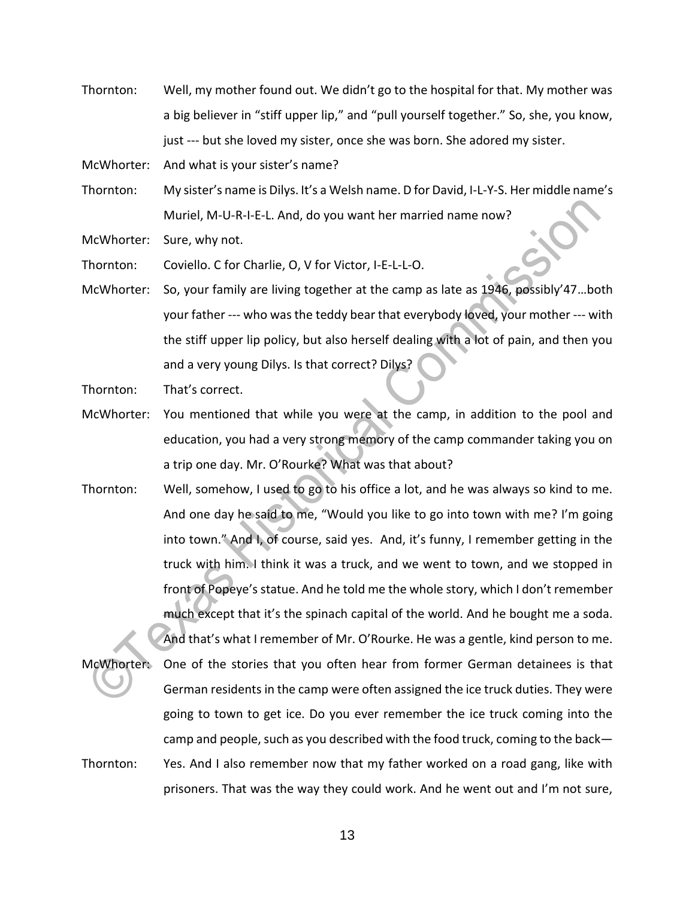Thornton: Well, my mother found out. We didn't go to the hospital for that. My mother was a big believer in "stiff upper lip," and "pull yourself together." So, she, you know, just --- but she loved my sister, once she was born. She adored my sister.

McWhorter: And what is your sister's name?

Thornton: My sister's name is Dilys. It's a Welsh name. D for David, I-L-Y-S. Her middle name's Muriel, M-U-R-I-E-L. And, do you want her married name now?

McWhorter: Sure, why not.

Thornton: Coviello. C for Charlie, O, V for Victor, I-E-L-L-O.

McWhorter: So, your family are living together at the camp as late as 1946, possibly'47…both your father --- who was the teddy bear that everybody loved, your mother --- with the stiff upper lip policy, but also herself dealing with a lot of pain, and then you and a very young Dilys. Is that correct? Dilys?

Thornton: That's correct.

McWhorter: You mentioned that while you were at the camp, in addition to the pool and education, you had a very strong memory of the camp commander taking you on a trip one day. Mr. O'Rourke? What was that about?

Thornton: Well, somehow, I used to go to his office a lot, and he was always so kind to me. And one day he said to me, "Would you like to go into town with me? I'm going into town." And I, of course, said yes. And, it's funny, I remember getting in the truck with him. I think it was a truck, and we went to town, and we stopped in front of Popeye's statue. And he told me the whole story, which I don't remember much except that it's the spinach capital of the world. And he bought me a soda. And that's what I remember of Mr. O'Rourke. He was a gentle, kind person to me.

McWhorter: One of the stories that you often hear from former German detainees is that German residents in the camp were often assigned the ice truck duties. They were going to town to get ice. Do you ever remember the ice truck coming into the camp and people, such as you described with the food truck, coming to the back—

Thornton: Yes. And I also remember now that my father worked on a road gang, like with prisoners. That was the way they could work. And he went out and I'm not sure,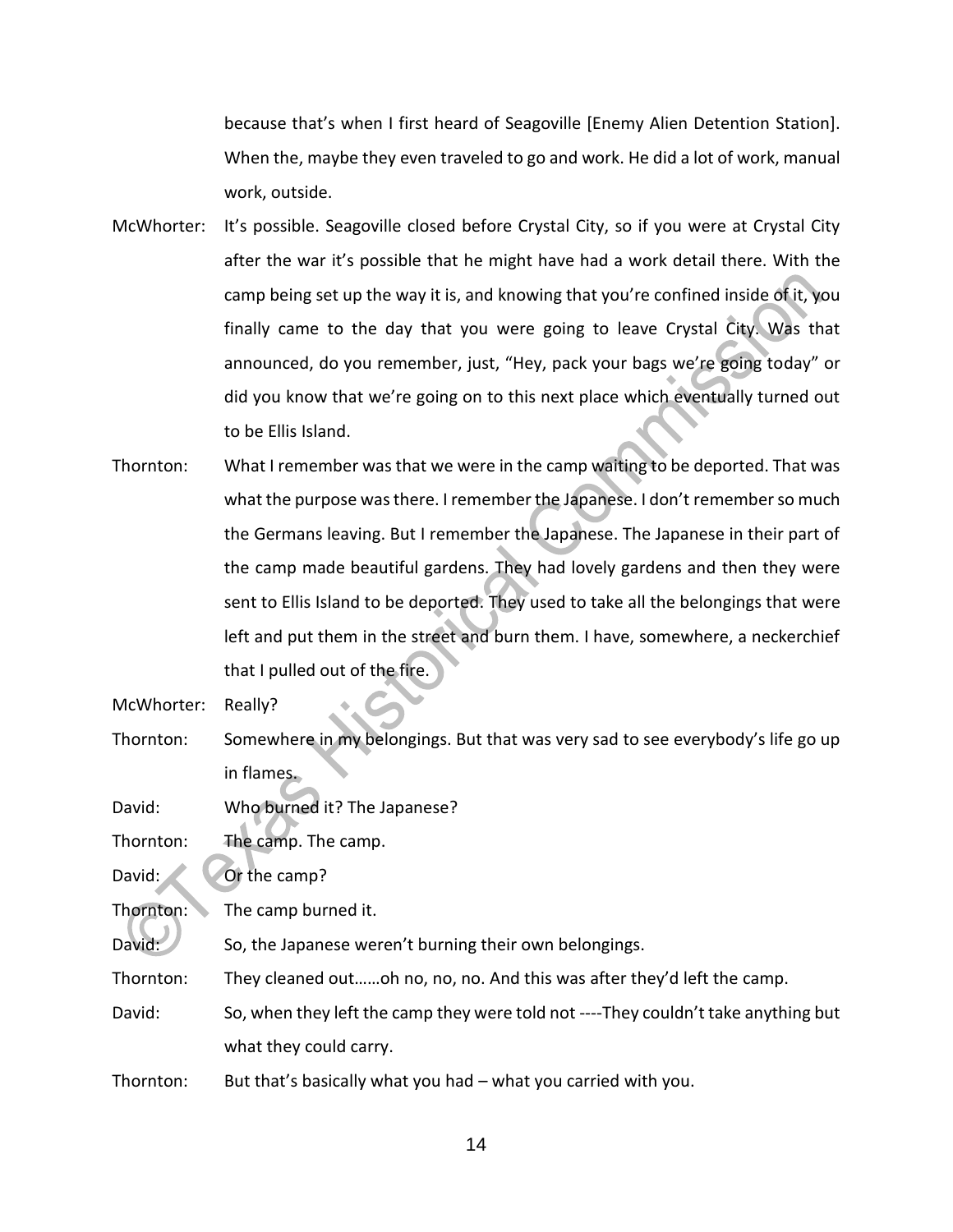because that's when I first heard of Seagoville [Enemy Alien Detention Station]. When the, maybe they even traveled to go and work. He did a lot of work, manual work, outside.

McWhorter: It's possible. Seagoville closed before Crystal City, so if you were at Crystal City after the war it's possible that he might have had a work detail there. With the camp being set up the way it is, and knowing that you're confined inside of it, you finally came to the day that you were going to leave Crystal City. Was that announced, do you remember, just, "Hey, pack your bags we're going today" or did you know that we're going on to this next place which eventually turned out to be Ellis Island.

Thornton: What I remember was that we were in the camp waiting to be deported. That was what the purpose was there. I remember the Japanese. I don't remember so much the Germans leaving. But I remember the Japanese. The Japanese in their part of the camp made beautiful gardens. They had lovely gardens and then they were sent to Ellis Island to be deported. They used to take all the belongings that were left and put them in the street and burn them. I have, somewhere, a neckerchief that I pulled out of the fire.

McWhorter: Really?

Thornton: Somewhere in my belongings. But that was very sad to see everybody's life go up in flames.

David: Who burned it? The Japanese?

Thornton: The camp. The camp.

David: Or the camp?

Thornton: The camp burned it.

David: So, the Japanese weren't burning their own belongings.

Thornton: They cleaned out……oh no, no, no. And this was after they'd left the camp.

David: So, when they left the camp they were told not ----They couldn't take anything but what they could carry.

Thornton: But that's basically what you had – what you carried with you.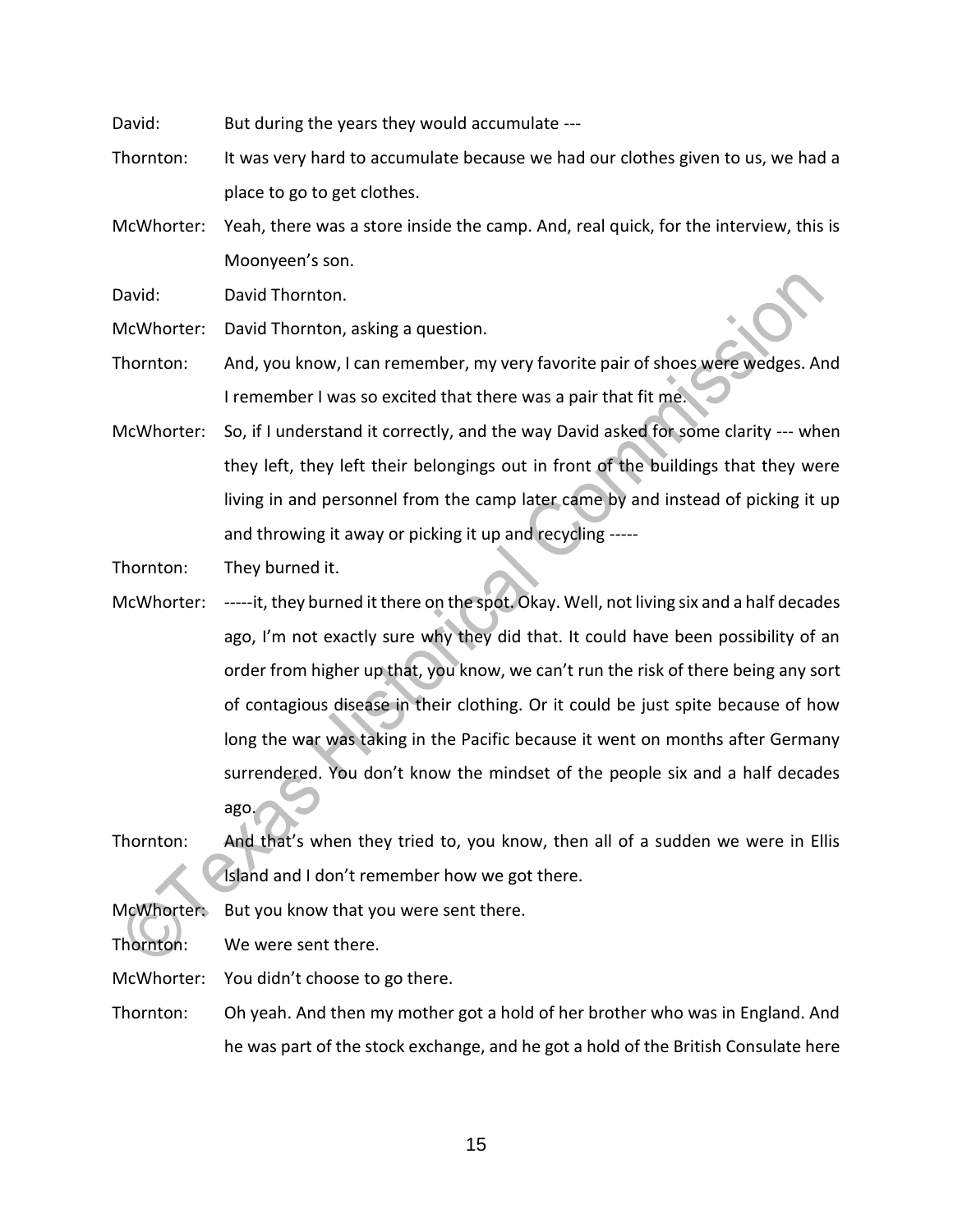David: But during the years they would accumulate ---

Thornton: It was very hard to accumulate because we had our clothes given to us, we had a place to go to get clothes.

McWhorter: Yeah, there was a store inside the camp. And, real quick, for the interview, this is Moonyeen's son.

David: David Thornton.

McWhorter: David Thornton, asking a question.

Thornton: And, you know, I can remember, my very favorite pair of shoes were wedges. And I remember I was so excited that there was a pair that fit me.

McWhorter: So, if I understand it correctly, and the way David asked for some clarity --- when they left, they left their belongings out in front of the buildings that they were living in and personnel from the camp later came by and instead of picking it up and throwing it away or picking it up and recycling -----

Thornton: They burned it.

McWhorter: -----it, they burned it there on the spot. Okay. Well, not living six and a half decades ago, I'm not exactly sure why they did that. It could have been possibility of an order from higher up that, you know, we can't run the risk of there being any sort of contagious disease in their clothing. Or it could be just spite because of how long the war was taking in the Pacific because it went on months after Germany surrendered. You don't know the mindset of the people six and a half decades ago.

Thornton: And that's when they tried to, you know, then all of a sudden we were in Ellis Island and I don't remember how we got there.

McWhorter: But you know that you were sent there.

Thornton: We were sent there.

McWhorter: You didn't choose to go there.

Thornton: Oh yeah. And then my mother got a hold of her brother who was in England. And he was part of the stock exchange, and he got a hold of the British Consulate here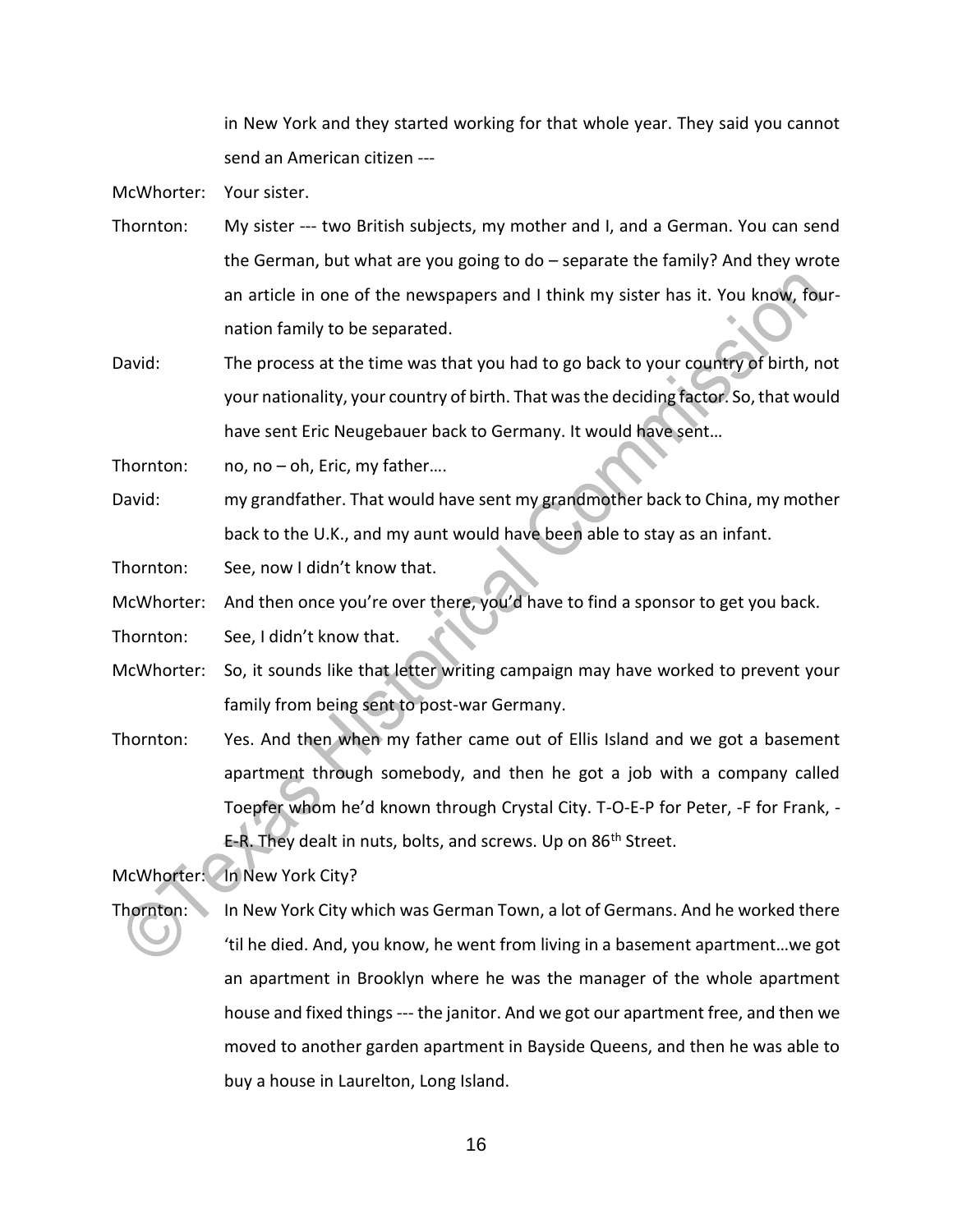in New York and they started working for that whole year. They said you cannot send an American citizen ---

McWhorter: Your sister.

Thornton: My sister --- two British subjects, my mother and I, and a German. You can send the German, but what are you going to do – separate the family? And they wrote an article in one of the newspapers and I think my sister has it. You know, four-nation family to be separated.

David: The process at the time was that you had to go back to your country of birth, not your nationality, your country of birth. That was the deciding factor. So, that would have sent Eric Neugebauer back to Germany. It would have sent…

Thornton: no, no – oh, Eric, my father….

David: my grandfather. That would have sent my grandmother back to China, my mother back to the U.K., and my aunt would have been able to stay as an infant.

Thornton: See, now I didn't know that.

McWhorter: And then once you're over there, you'd have to find a sponsor to get you back.

Thornton: See, I didn't know that.

McWhorter: So, it sounds like that letter writing campaign may have worked to prevent your family from being sent to post-war Germany.

Thornton: Yes. And then when my father came out of Ellis Island and we got a basement apartment through somebody, and then he got a job with a company called Toepfer whom he'd known through Crystal City. T-O-E-P for Peter, -F for Frank, -E-R. They dealt in nuts, bolts, and screws. Up on 86th Street.

McWhorter: In New York City?

Thornton: In New York City which was German Town, a lot of Germans. And he worked there 'til he died. And, you know, he went from living in a basement apartment…we got an apartment in Brooklyn where he was the manager of the whole apartment house and fixed things --- the janitor. And we got our apartment free, and then we moved to another garden apartment in Bayside Queens, and then he was able to buy a house in Laurelton, Long Island.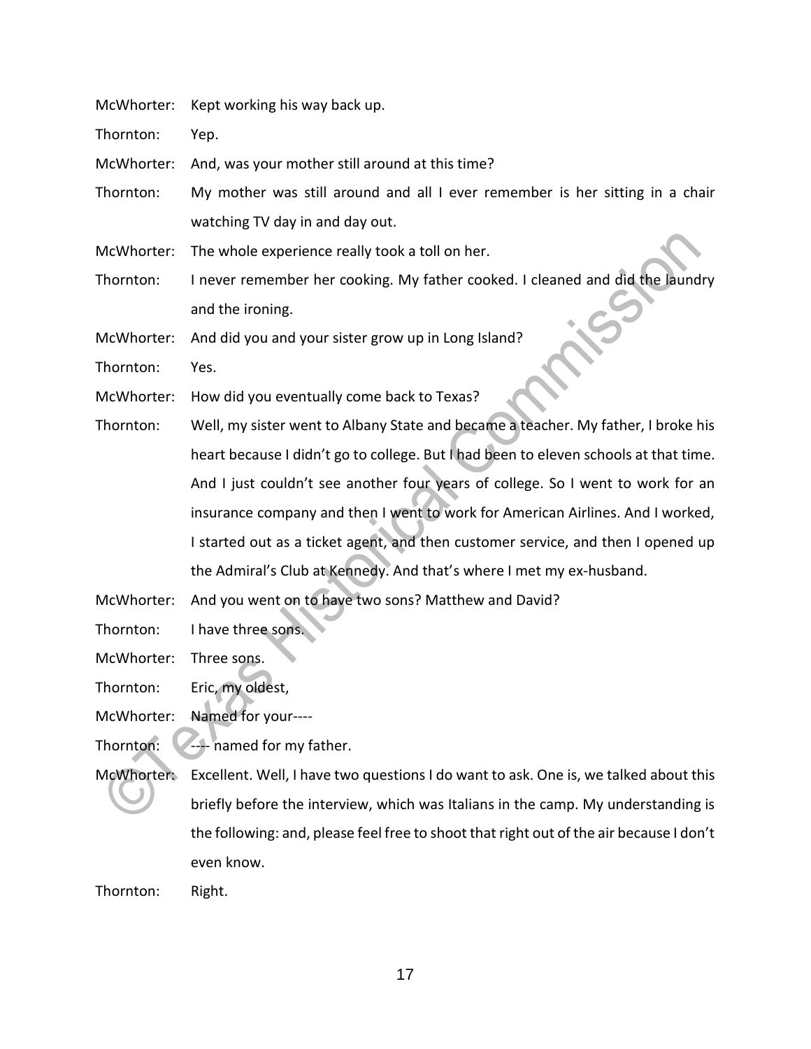McWhorter: Kept working his way back up.

Thornton: Yep.

McWhorter: And, was your mother still around at this time?

Thornton: My mother was still around and all I ever remember is her sitting in a chair watching TV day in and day out.

McWhorter: The whole experience really took a toll on her.

Thornton: I never remember her cooking. My father cooked. I cleaned and did the laundry and the ironing.

McWhorter: And did you and your sister grow up in Long Island?

Thornton: Yes.

McWhorter: How did you eventually come back to Texas?

Thornton: Well, my sister went to Albany State and became a teacher. My father, I broke his heart because I didn't go to college. But I had been to eleven schools at that time. And I just couldn't see another four years of college. So I went to work for an insurance company and then I went to work for American Airlines. And I worked, I started out as a ticket agent, and then customer service, and then I opened up the Admiral's Club at Kennedy. And that's where I met my ex-husband.

McWhorter: And you went on to have two sons? Matthew and David?

Thornton: I have three sons.

McWhorter: Three sons.

Thornton: Eric, my oldest,

McWhorter: Named for your----

Thornton: ---- named for my father.

McWhorter: Excellent. Well, I have two questions I do want to ask. One is, we talked about this briefly before the interview, which was Italians in the camp. My understanding is the following: and, please feel free to shoot that right out of the air because I don't even know.

Thornton: Right.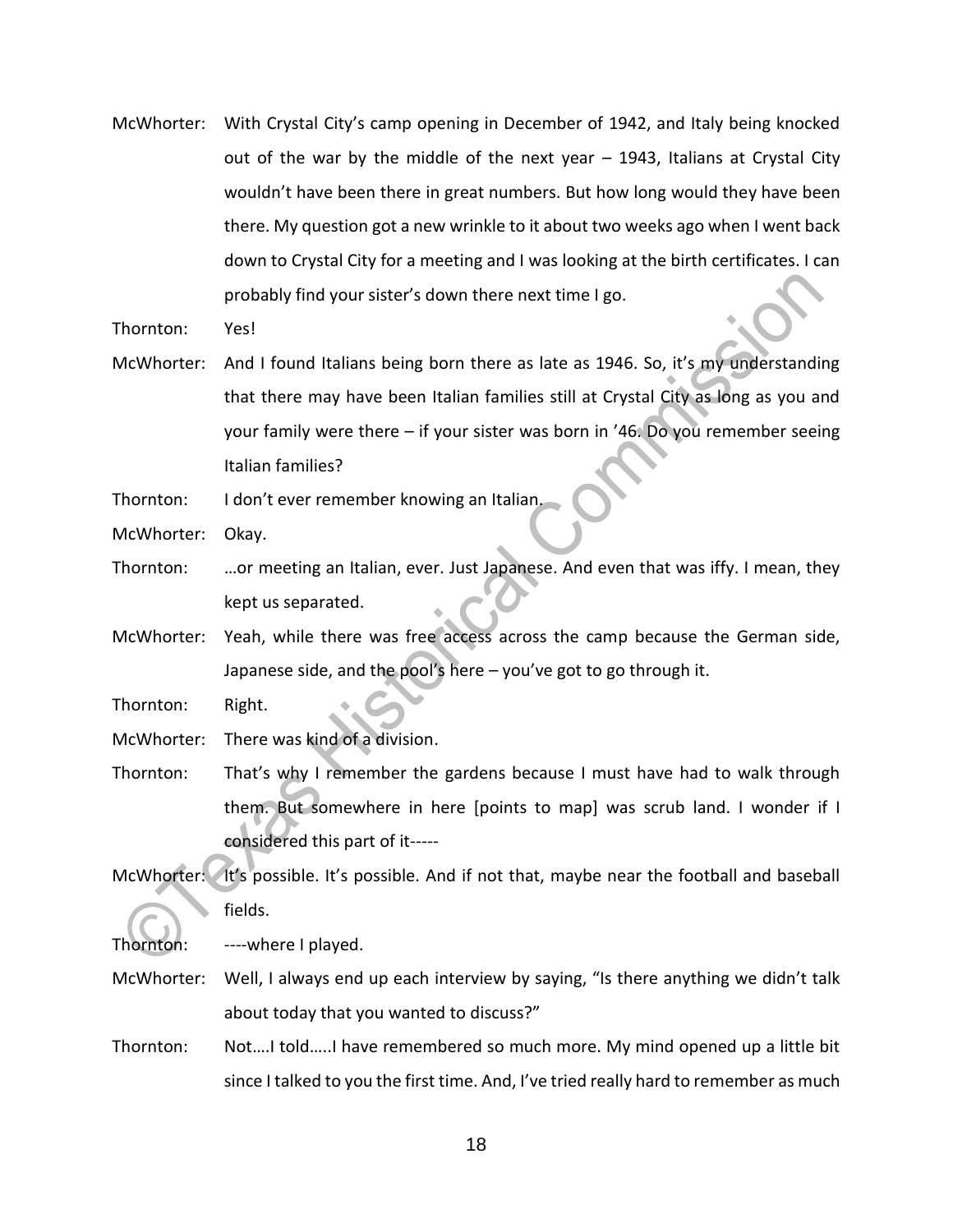McWhorter: With Crystal City's camp opening in December of 1942, and Italy being knocked out of the war by the middle of the next year – 1943, Italians at Crystal City wouldn't have been there in great numbers. But how long would they have been there. My question got a new wrinkle to it about two weeks ago when I went back down to Crystal City for a meeting and I was looking at the birth certificates. I can probably find your sister's down there next time I go.

Thornton: Yes!

McWhorter: And I found Italians being born there as late as 1946. So, it's my understanding that there may have been Italian families still at Crystal City as long as you and your family were there – if your sister was born in '46. Do you remember seeing Italian families?

Thornton: I don't ever remember knowing an Italian.

McWhorter: Okay.

Thornton: …or meeting an Italian, ever. Just Japanese. And even that was iffy. I mean, they kept us separated.

McWhorter: Yeah, while there was free access across the camp because the German side, Japanese side, and the pool's here – you've got to go through it.

Thornton: Right.

McWhorter: There was kind of a division.

Thornton: That's why I remember the gardens because I must have had to walk through them. But somewhere in here [points to map] was scrub land. I wonder if I considered this part of it-----

McWhorter: It's possible. It's possible. And if not that, maybe near the football and baseball fields.

Thornton: ----where I played.

McWhorter: Well, I always end up each interview by saying, "Is there anything we didn't talk about today that you wanted to discuss?"

Thornton: Not….I told…..I have remembered so much more. My mind opened up a little bit since I talked to you the first time. And, I've tried really hard to remember as much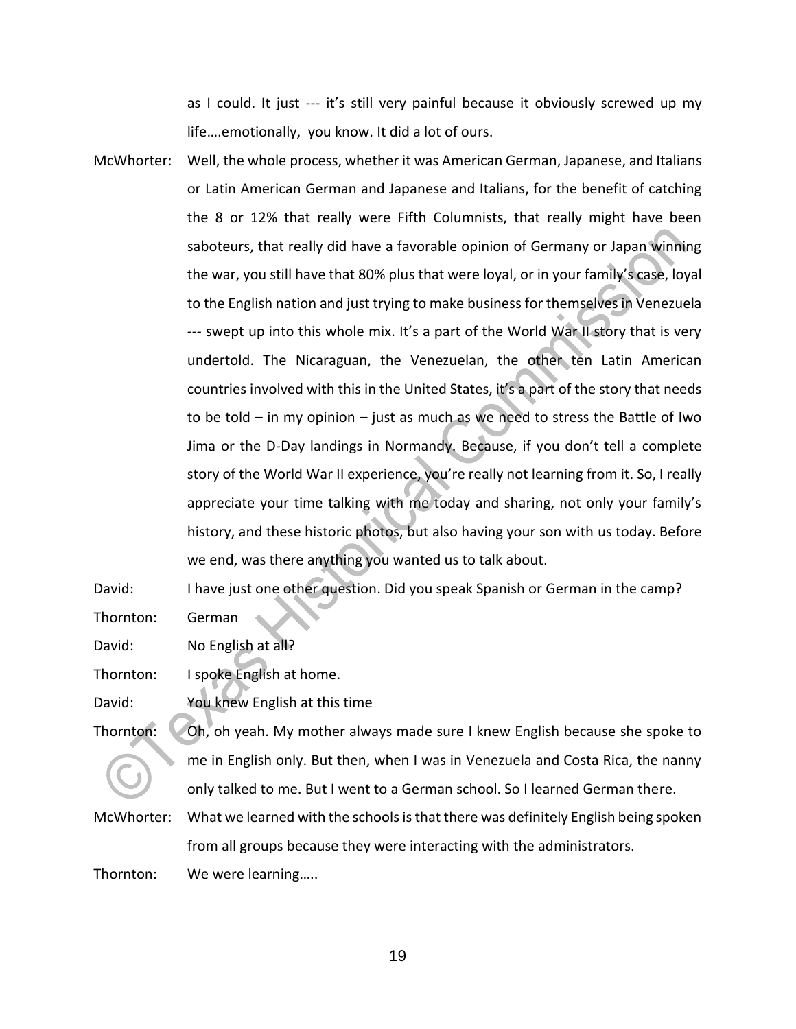as I could. It just --- it's still very painful because it obviously screwed up my life….emotionally, you know. It did a lot of ours.

McWhorter: Well, the whole process, whether it was American German, Japanese, and Italians or Latin American German and Japanese and Italians, for the benefit of catching the 8 or 12% that really were Fifth Columnists, that really might have been saboteurs, that really did have a favorable opinion of Germany or Japan winning the war, you still have that 80% plus that were loyal, or in your family's case, loyal to the English nation and just trying to make business for themselves in Venezuela --- swept up into this whole mix. It's a part of the World War II story that is very undertold. The Nicaraguan, the Venezuelan, the other ten Latin American countries involved with this in the United States, it's a part of the story that needs to be told – in my opinion – just as much as we need to stress the Battle of Iwo Jima or the D-Day landings in Normandy. Because, if you don't tell a complete story of the World War II experience, you're really not learning from it. So, I really appreciate your time talking with me today and sharing, not only your family's history, and these historic photos, but also having your son with us today. Before we end, was there anything you wanted us to talk about.

David: I have just one other question. Did you speak Spanish or German in the camp?

Thornton: German

David: No English at all?

Thornton: I spoke English at home.

David: You knew English at this time

Thornton: Oh, oh yeah. My mother always made sure I knew English because she spoke to me in English only. But then, when I was in Venezuela and Costa Rica, the nanny only talked to me. But I went to a German school. So I learned German there.

McWhorter: What we learned with the schools is that there was definitely English being spoken from all groups because they were interacting with the administrators.

Thornton: We were learning…..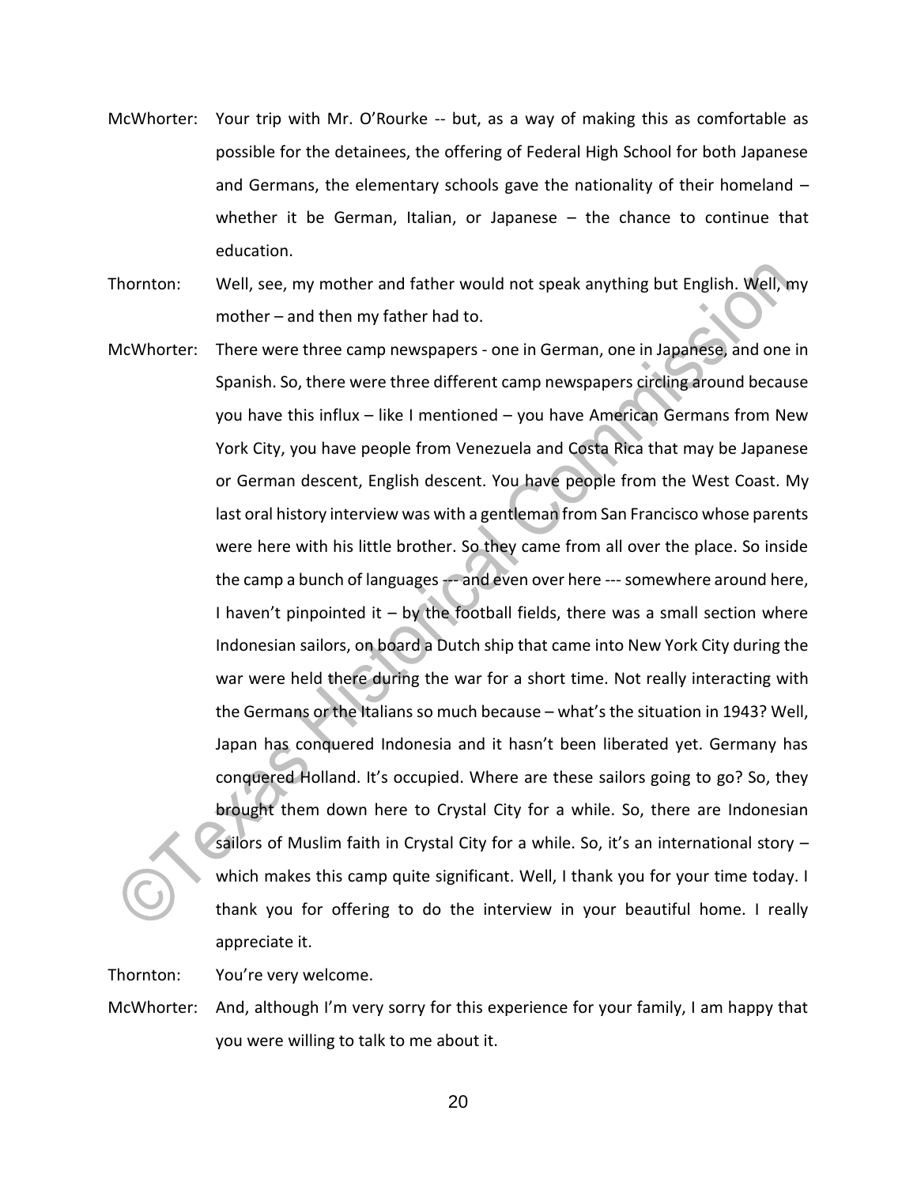McWhorter: Your trip with Mr. O'Rourke -- but, as a way of making this as comfortable as possible for the detainees, the offering of Federal High School for both Japanese and Germans, the elementary schools gave the nationality of their homeland – whether it be German, Italian, or Japanese – the chance to continue that education.

Thornton: Well, see, my mother and father would not speak anything but English. Well, my mother – and then my father had to.

McWhorter: There were three camp newspapers - one in German, one in Japanese, and one in Spanish. So, there were three different camp newspapers circling around because you have this influx – like I mentioned – you have American Germans from New York City, you have people from Venezuela and Costa Rica that may be Japanese or German descent, English descent. You have people from the West Coast. My last oral history interview was with a gentleman from San Francisco whose parents were here with his little brother. So they came from all over the place. So inside the camp a bunch of languages --- and even over here --- somewhere around here, I haven't pinpointed it – by the football fields, there was a small section where Indonesian sailors, on board a Dutch ship that came into New York City during the war were held there during the war for a short time. Not really interacting with the Germans or the Italians so much because – what's the situation in 1943? Well, Japan has conquered Indonesia and it hasn't been liberated yet. Germany has conquered Holland. It's occupied. Where are these sailors going to go? So, they brought them down here to Crystal City for a while. So, there are Indonesian sailors of Muslim faith in Crystal City for a while. So, it's an international story – which makes this camp quite significant. Well, I thank you for your time today. I thank you for offering to do the interview in your beautiful home. I really appreciate it.

Thornton: You're very welcome.

McWhorter: And, although I'm very sorry for this experience for your family, I am happy that you were willing to talk to me about it.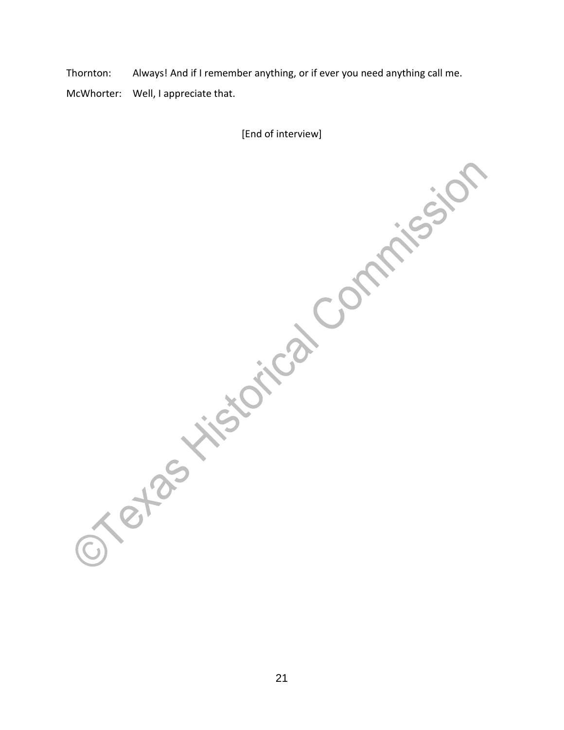Thornton: Always! And if I remember anything, or if ever you need anything call me.

McWhorter: Well, I appreciate that.

[End of interview]